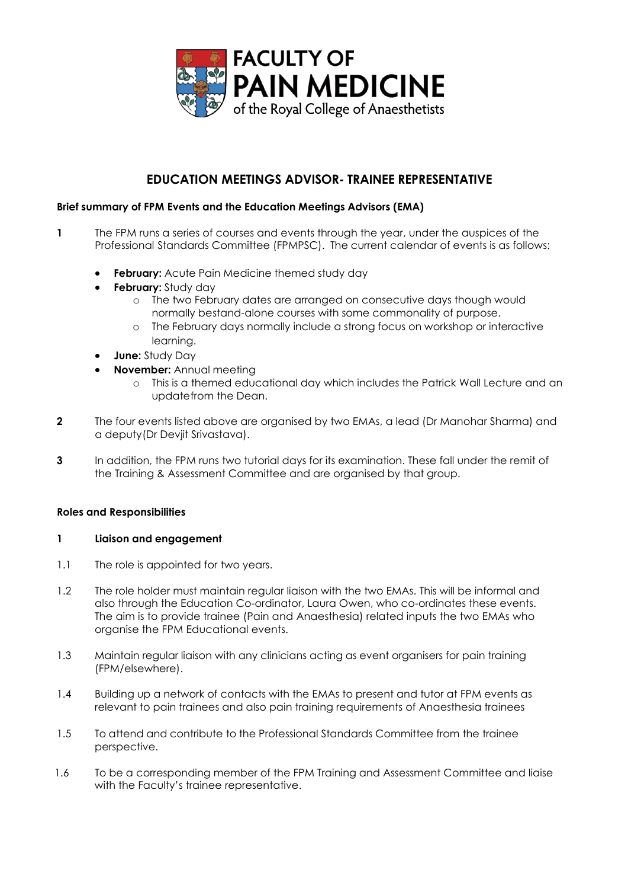FACULTY OF PAIN MEDICINE of the Royal College of Anaesthetists

# EDUCATION MEETINGS ADVISOR- TRAINEE REPRESENTATIVE

**Brief summary of FPM Events and the Education Meetings Advisors (EMA)**

**1** The FPM runs a series of courses and events through the year, under the auspices of the Professional Standards Committee (FPMPSC). The current calendar of events is as follows:

- **February:** Acute Pain Medicine themed study day
- **February:** Study day
    - The two February dates are arranged on consecutive days though would normally bestand-alone courses with some commonality of purpose.
    - The February days normally include a strong focus on workshop or interactive learning.
- **June:** Study Day
- **November:** Annual meeting
    - This is a themed educational day which includes the Patrick Wall Lecture and an updatefrom the Dean.

**2** The four events listed above are organised by two EMAs, a lead (Dr Manohar Sharma) and a deputy(Dr Devjit Srivastava).

**3** In addition, the FPM runs two tutorial days for its examination. These fall under the remit of the Training & Assessment Committee and are organised by that group.

**Roles and Responsibilities**

**1 Liaison and engagement**

1.1 The role is appointed for two years.

1.2 The role holder must maintain regular liaison with the two EMAs. This will be informal and also through the Education Co-ordinator, Laura Owen, who co-ordinates these events. The aim is to provide trainee (Pain and Anaesthesia) related inputs the two EMAs who organise the FPM Educational events.

1.3 Maintain regular liaison with any clinicians acting as event organisers for pain training (FPM/elsewhere).

1.4 Building up a network of contacts with the EMAs to present and tutor at FPM events as relevant to pain trainees and also pain training requirements of Anaesthesia trainees

1.5 To attend and contribute to the Professional Standards Committee from the trainee perspective.

1.6 To be a corresponding member of the FPM Training and Assessment Committee and liaise with the Faculty's trainee representative.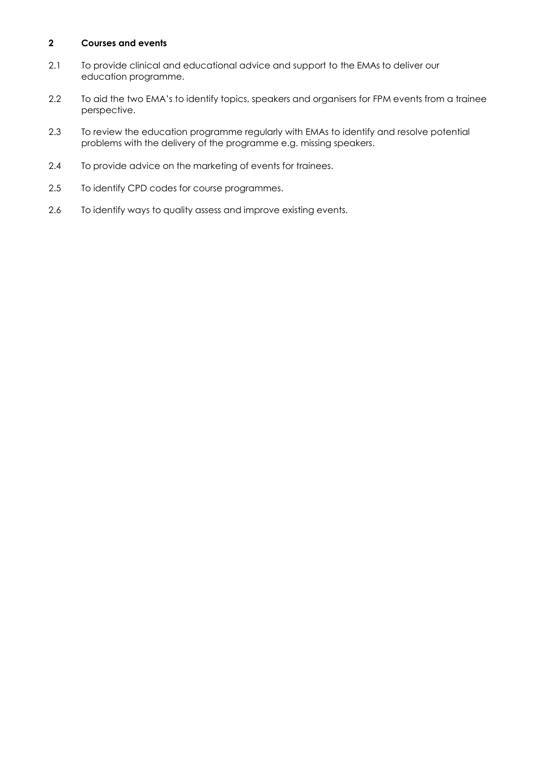## 2 Courses and events

2.1 To provide clinical and educational advice and support to the EMAs to deliver our education programme.

2.2 To aid the two EMA's to identify topics, speakers and organisers for FPM events from a trainee perspective.

2.3 To review the education programme regularly with EMAs to identify and resolve potential problems with the delivery of the programme e.g. missing speakers.

2.4 To provide advice on the marketing of events for trainees.

2.5 To identify CPD codes for course programmes.

2.6 To identify ways to quality assess and improve existing events.